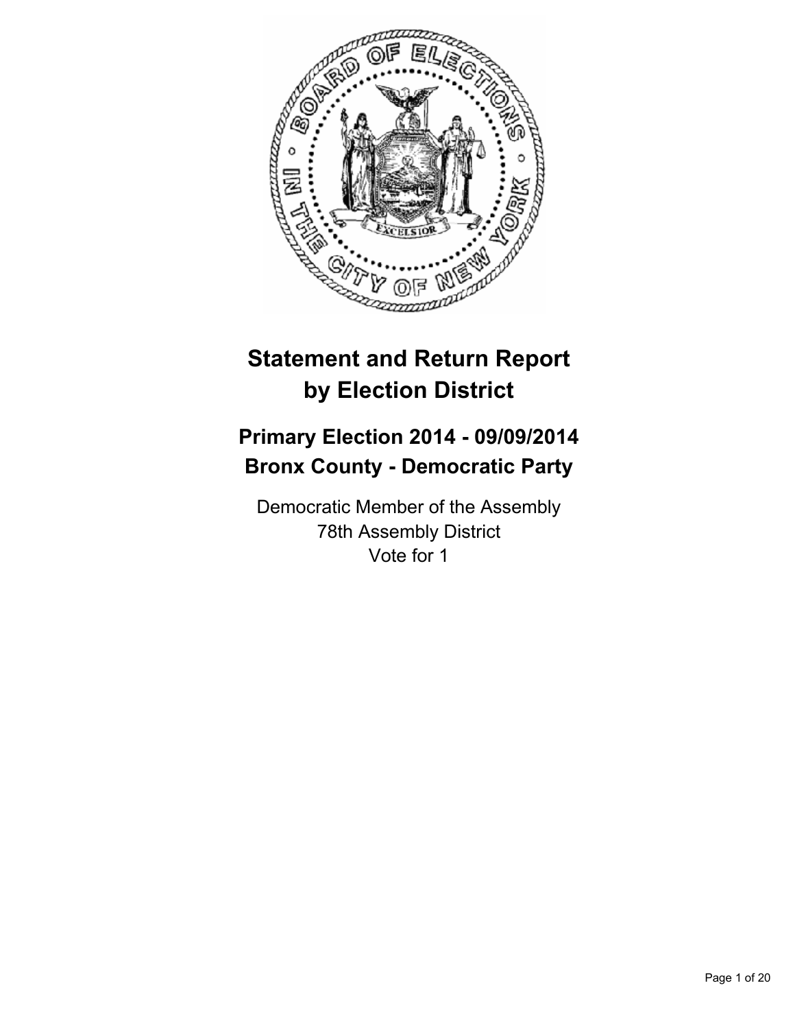# Statement and Return Report by Election District

## Primary Election 2014 - 09/09/2014
## Bronx County - Democratic Party

Democratic Member of the Assembly
78th Assembly District
Vote for 1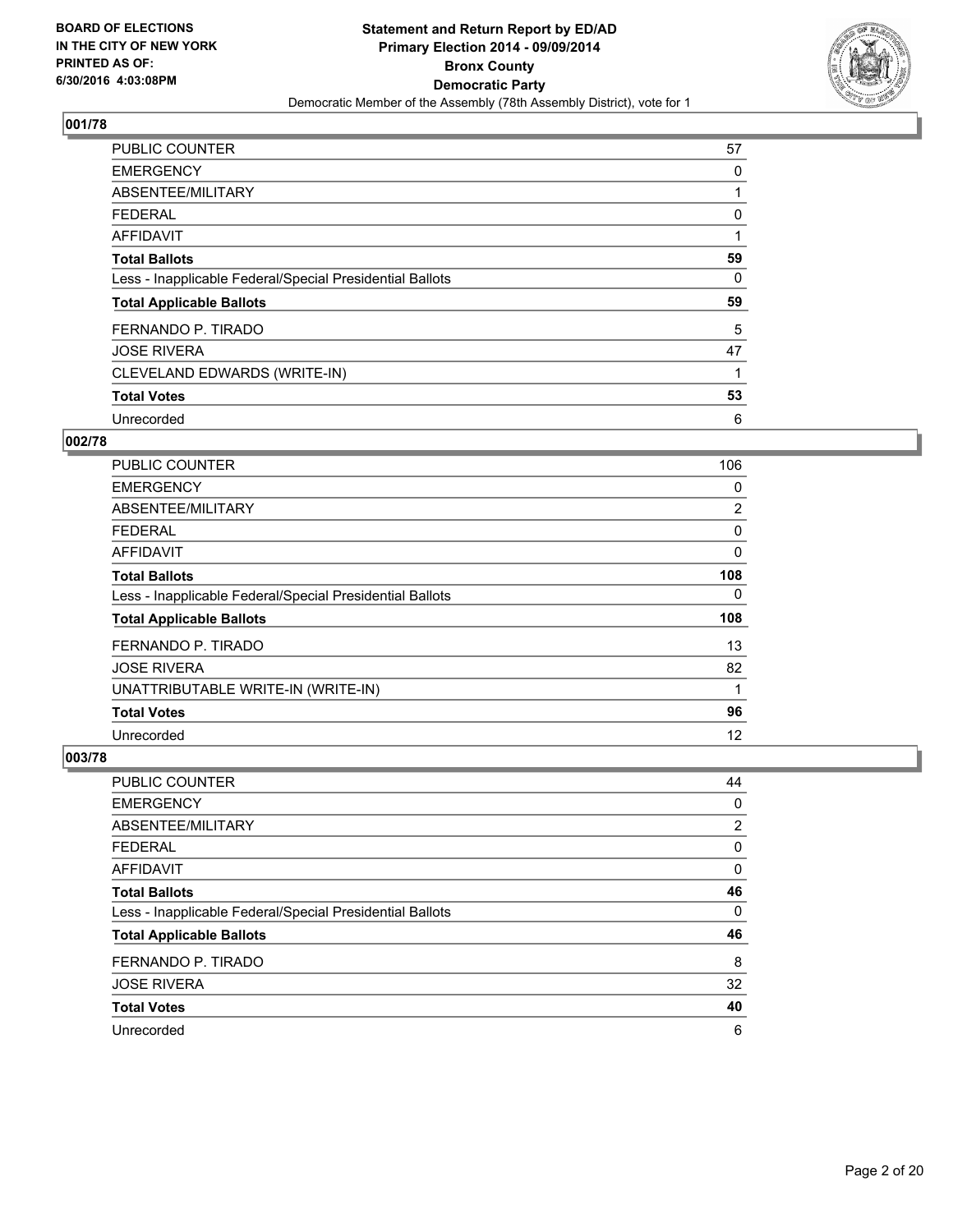**BOARD OF ELECTIONS IN THE CITY OF NEW YORK PRINTED AS OF: 6/30/2016 4:03:08PM**

# Statement and Return Report by ED/AD
## Primary Election 2014 - 09/09/2014
## Bronx County
## Democratic Party
### Democratic Member of the Assembly (78th Assembly District), vote for 1

### 001/78

| | |
|---|---|
| PUBLIC COUNTER | 57 |
| EMERGENCY | 0 |
| ABSENTEE/MILITARY | 1 |
| FEDERAL | 0 |
| AFFIDAVIT | 1 |
| **Total Ballots** | **59** |
| Less - Inapplicable Federal/Special Presidential Ballots | 0 |
| **Total Applicable Ballots** | **59** |
| FERNANDO P. TIRADO | 5 |
| JOSE RIVERA | 47 |
| CLEVELAND EDWARDS (WRITE-IN) | 1 |
| **Total Votes** | **53** |
| Unrecorded | 6 |

### 002/78

| | |
|---|---|
| PUBLIC COUNTER | 106 |
| EMERGENCY | 0 |
| ABSENTEE/MILITARY | 2 |
| FEDERAL | 0 |
| AFFIDAVIT | 0 |
| **Total Ballots** | **108** |
| Less - Inapplicable Federal/Special Presidential Ballots | 0 |
| **Total Applicable Ballots** | **108** |
| FERNANDO P. TIRADO | 13 |
| JOSE RIVERA | 82 |
| UNATTRIBUTABLE WRITE-IN (WRITE-IN) | 1 |
| **Total Votes** | **96** |
| Unrecorded | 12 |

### 003/78

| | |
|---|---|
| PUBLIC COUNTER | 44 |
| EMERGENCY | 0 |
| ABSENTEE/MILITARY | 2 |
| FEDERAL | 0 |
| AFFIDAVIT | 0 |
| **Total Ballots** | **46** |
| Less - Inapplicable Federal/Special Presidential Ballots | 0 |
| **Total Applicable Ballots** | **46** |
| FERNANDO P. TIRADO | 8 |
| JOSE RIVERA | 32 |
| **Total Votes** | **40** |
| Unrecorded | 6 |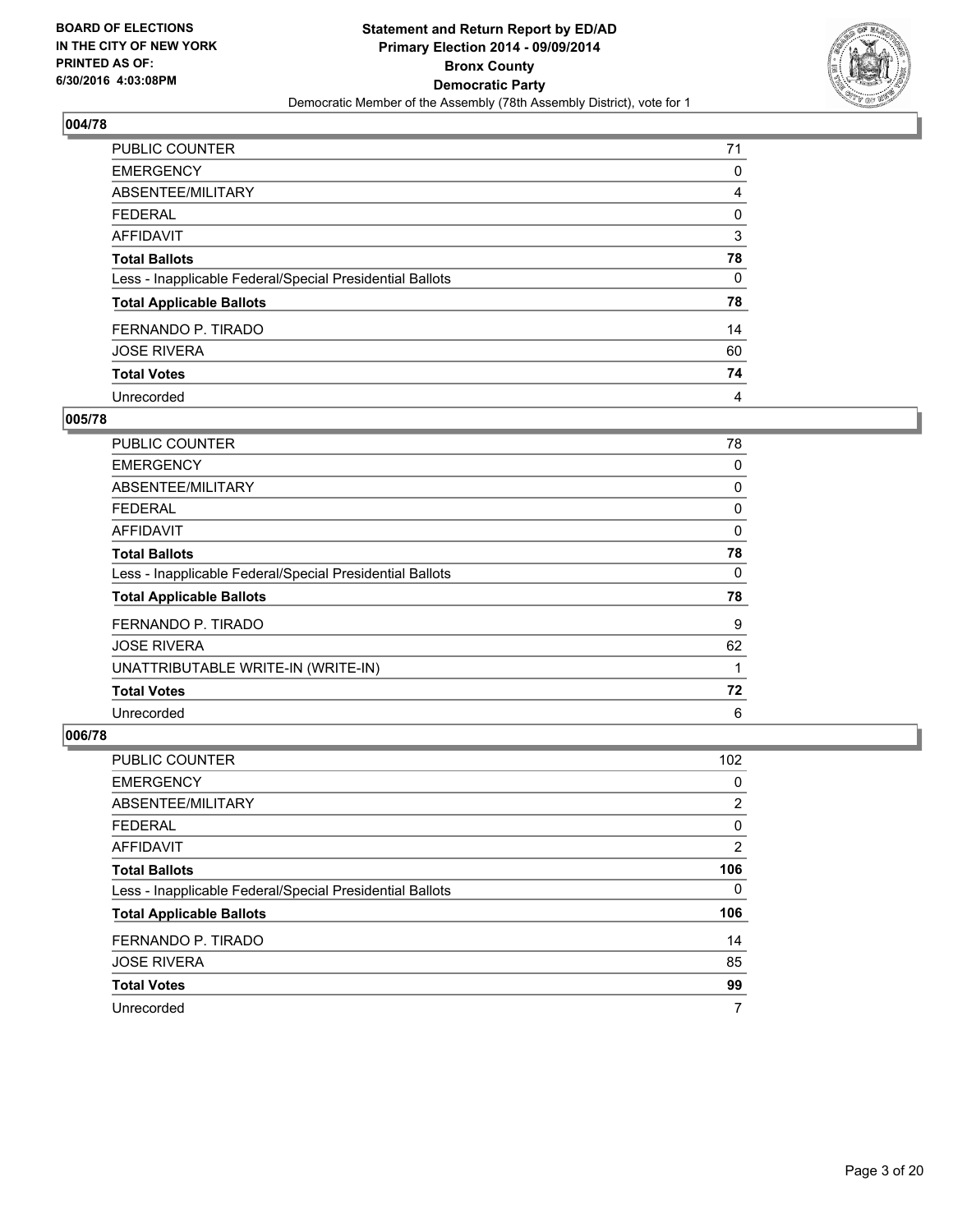**BOARD OF ELECTIONS IN THE CITY OF NEW YORK PRINTED AS OF: 6/30/2016 4:03:08PM**

**Statement and Return Report by ED/AD**
**Primary Election 2014 - 09/09/2014**
**Bronx County**
**Democratic Party**
Democratic Member of the Assembly (78th Assembly District), vote for 1

## 004/78

| | |
|---|---|
| PUBLIC COUNTER | 71 |
| EMERGENCY | 0 |
| ABSENTEE/MILITARY | 4 |
| FEDERAL | 0 |
| AFFIDAVIT | 3 |
| **Total Ballots** | **78** |
| Less - Inapplicable Federal/Special Presidential Ballots | 0 |
| **Total Applicable Ballots** | **78** |
| FERNANDO P. TIRADO | 14 |
| JOSE RIVERA | 60 |
| **Total Votes** | **74** |
| Unrecorded | 4 |

## 005/78

| | |
|---|---|
| PUBLIC COUNTER | 78 |
| EMERGENCY | 0 |
| ABSENTEE/MILITARY | 0 |
| FEDERAL | 0 |
| AFFIDAVIT | 0 |
| **Total Ballots** | **78** |
| Less - Inapplicable Federal/Special Presidential Ballots | 0 |
| **Total Applicable Ballots** | **78** |
| FERNANDO P. TIRADO | 9 |
| JOSE RIVERA | 62 |
| UNATTRIBUTABLE WRITE-IN (WRITE-IN) | 1 |
| **Total Votes** | **72** |
| Unrecorded | 6 |

## 006/78

| | |
|---|---|
| PUBLIC COUNTER | 102 |
| EMERGENCY | 0 |
| ABSENTEE/MILITARY | 2 |
| FEDERAL | 0 |
| AFFIDAVIT | 2 |
| **Total Ballots** | **106** |
| Less - Inapplicable Federal/Special Presidential Ballots | 0 |
| **Total Applicable Ballots** | **106** |
| FERNANDO P. TIRADO | 14 |
| JOSE RIVERA | 85 |
| **Total Votes** | **99** |
| Unrecorded | 7 |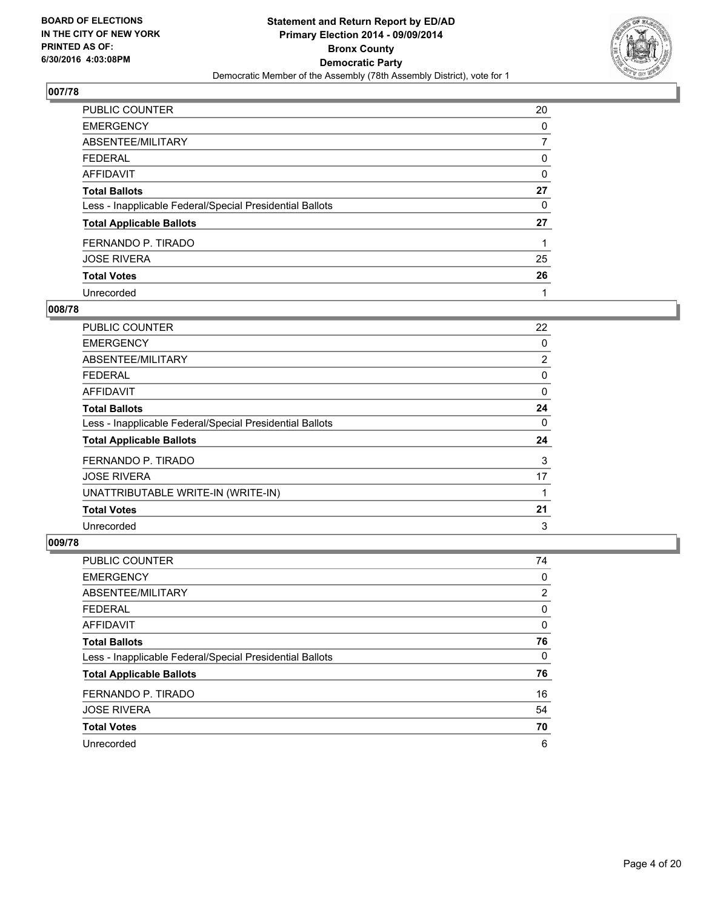BOARD OF ELECTIONS
IN THE CITY OF NEW YORK
PRINTED AS OF:
6/30/2016 4:03:08PM

**Statement and Return Report by ED/AD**
**Primary Election 2014 - 09/09/2014**
**Bronx County**
**Democratic Party**
Democratic Member of the Assembly (78th Assembly District), vote for 1

### 007/78

| | |
|---|---|
| PUBLIC COUNTER | 20 |
| EMERGENCY | 0 |
| ABSENTEE/MILITARY | 7 |
| FEDERAL | 0 |
| AFFIDAVIT | 0 |
| **Total Ballots** | **27** |
| Less - Inapplicable Federal/Special Presidential Ballots | 0 |
| **Total Applicable Ballots** | **27** |
| FERNANDO P. TIRADO | 1 |
| JOSE RIVERA | 25 |
| **Total Votes** | **26** |
| Unrecorded | 1 |

### 008/78

| | |
|---|---|
| PUBLIC COUNTER | 22 |
| EMERGENCY | 0 |
| ABSENTEE/MILITARY | 2 |
| FEDERAL | 0 |
| AFFIDAVIT | 0 |
| **Total Ballots** | **24** |
| Less - Inapplicable Federal/Special Presidential Ballots | 0 |
| **Total Applicable Ballots** | **24** |
| FERNANDO P. TIRADO | 3 |
| JOSE RIVERA | 17 |
| UNATTRIBUTABLE WRITE-IN (WRITE-IN) | 1 |
| **Total Votes** | **21** |
| Unrecorded | 3 |

### 009/78

| | |
|---|---|
| PUBLIC COUNTER | 74 |
| EMERGENCY | 0 |
| ABSENTEE/MILITARY | 2 |
| FEDERAL | 0 |
| AFFIDAVIT | 0 |
| **Total Ballots** | **76** |
| Less - Inapplicable Federal/Special Presidential Ballots | 0 |
| **Total Applicable Ballots** | **76** |
| FERNANDO P. TIRADO | 16 |
| JOSE RIVERA | 54 |
| **Total Votes** | **70** |
| Unrecorded | 6 |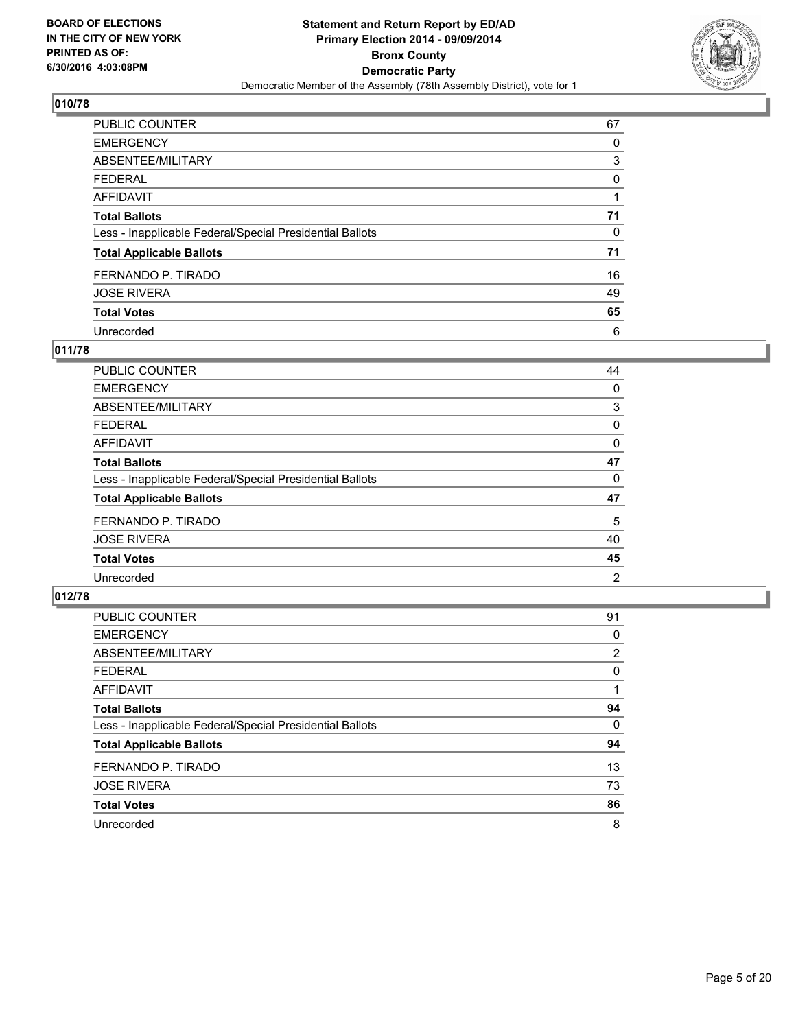**BOARD OF ELECTIONS IN THE CITY OF NEW YORK PRINTED AS OF: 6/30/2016 4:03:08PM**

**Statement and Return Report by ED/AD Primary Election 2014 - 09/09/2014 Bronx County Democratic Party**

Democratic Member of the Assembly (78th Assembly District), vote for 1

### 010/78

| | |
|---|---|
| PUBLIC COUNTER | 67 |
| EMERGENCY | 0 |
| ABSENTEE/MILITARY | 3 |
| FEDERAL | 0 |
| AFFIDAVIT | 1 |
| **Total Ballots** | **71** |
| Less - Inapplicable Federal/Special Presidential Ballots | 0 |
| **Total Applicable Ballots** | **71** |
| FERNANDO P. TIRADO | 16 |
| JOSE RIVERA | 49 |
| **Total Votes** | **65** |
| Unrecorded | 6 |

### 011/78

| | |
|---|---|
| PUBLIC COUNTER | 44 |
| EMERGENCY | 0 |
| ABSENTEE/MILITARY | 3 |
| FEDERAL | 0 |
| AFFIDAVIT | 0 |
| **Total Ballots** | **47** |
| Less - Inapplicable Federal/Special Presidential Ballots | 0 |
| **Total Applicable Ballots** | **47** |
| FERNANDO P. TIRADO | 5 |
| JOSE RIVERA | 40 |
| **Total Votes** | **45** |
| Unrecorded | 2 |

### 012/78

| | |
|---|---|
| PUBLIC COUNTER | 91 |
| EMERGENCY | 0 |
| ABSENTEE/MILITARY | 2 |
| FEDERAL | 0 |
| AFFIDAVIT | 1 |
| **Total Ballots** | **94** |
| Less - Inapplicable Federal/Special Presidential Ballots | 0 |
| **Total Applicable Ballots** | **94** |
| FERNANDO P. TIRADO | 13 |
| JOSE RIVERA | 73 |
| **Total Votes** | **86** |
| Unrecorded | 8 |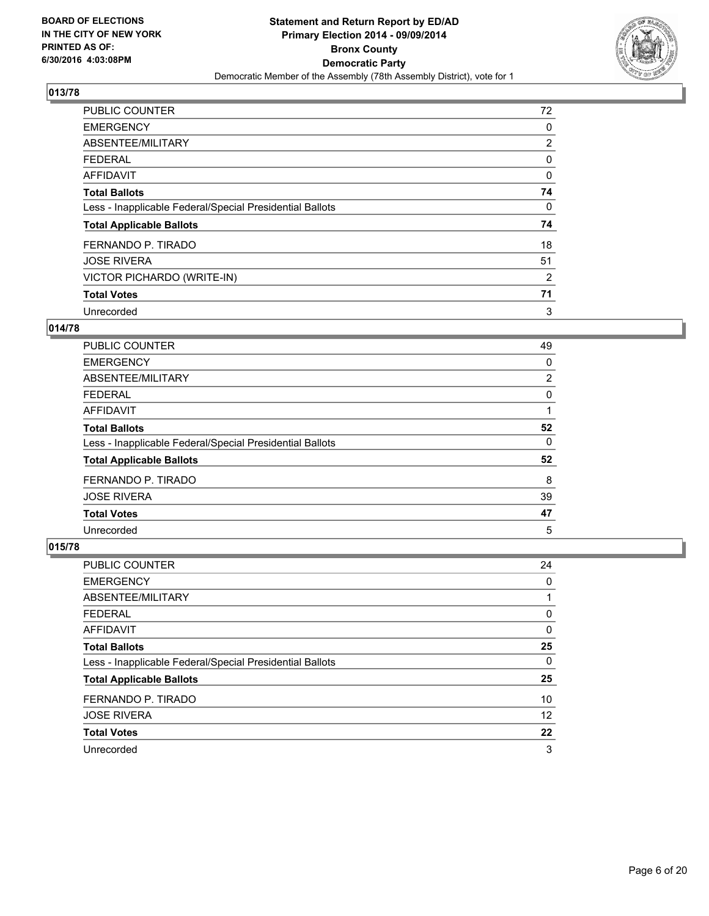**BOARD OF ELECTIONS IN THE CITY OF NEW YORK PRINTED AS OF: 6/30/2016 4:03:08PM**

**Statement and Return Report by ED/AD Primary Election 2014 - 09/09/2014 Bronx County Democratic Party**

Democratic Member of the Assembly (78th Assembly District), vote for 1

## 013/78

| | |
|---|---|
| PUBLIC COUNTER | 72 |
| EMERGENCY | 0 |
| ABSENTEE/MILITARY | 2 |
| FEDERAL | 0 |
| AFFIDAVIT | 0 |
| **Total Ballots** | **74** |
| Less - Inapplicable Federal/Special Presidential Ballots | 0 |
| **Total Applicable Ballots** | **74** |
| FERNANDO P. TIRADO | 18 |
| JOSE RIVERA | 51 |
| VICTOR PICHARDO (WRITE-IN) | 2 |
| **Total Votes** | **71** |
| Unrecorded | 3 |

## 014/78

| | |
|---|---|
| PUBLIC COUNTER | 49 |
| EMERGENCY | 0 |
| ABSENTEE/MILITARY | 2 |
| FEDERAL | 0 |
| AFFIDAVIT | 1 |
| **Total Ballots** | **52** |
| Less - Inapplicable Federal/Special Presidential Ballots | 0 |
| **Total Applicable Ballots** | **52** |
| FERNANDO P. TIRADO | 8 |
| JOSE RIVERA | 39 |
| **Total Votes** | **47** |
| Unrecorded | 5 |

## 015/78

| | |
|---|---|
| PUBLIC COUNTER | 24 |
| EMERGENCY | 0 |
| ABSENTEE/MILITARY | 1 |
| FEDERAL | 0 |
| AFFIDAVIT | 0 |
| **Total Ballots** | **25** |
| Less - Inapplicable Federal/Special Presidential Ballots | 0 |
| **Total Applicable Ballots** | **25** |
| FERNANDO P. TIRADO | 10 |
| JOSE RIVERA | 12 |
| **Total Votes** | **22** |
| Unrecorded | 3 |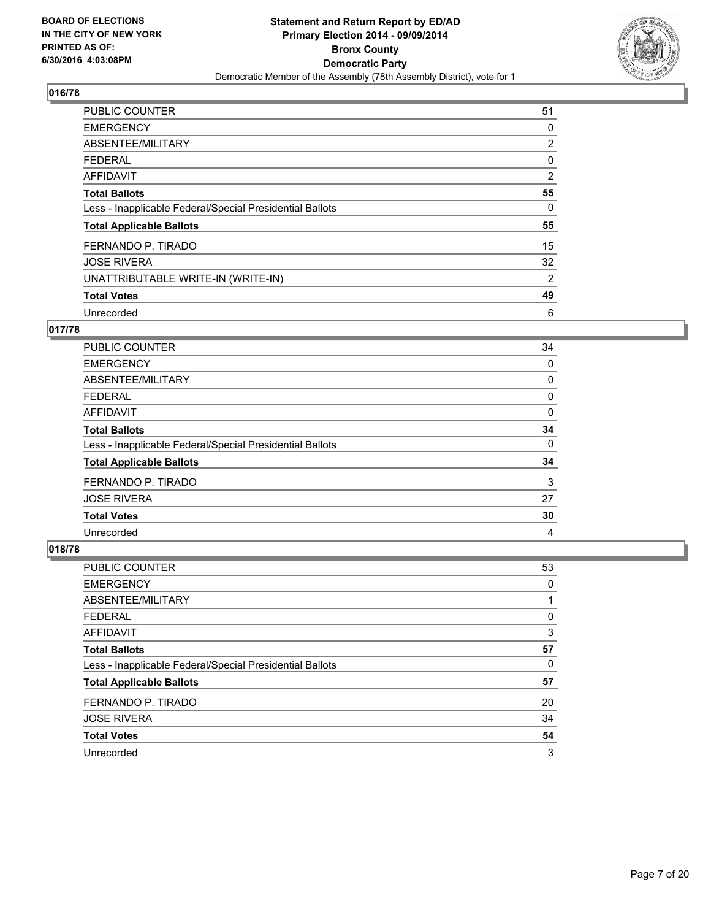BOARD OF ELECTIONS
IN THE CITY OF NEW YORK
PRINTED AS OF:
6/30/2016 4:03:08PM

**Statement and Return Report by ED/AD**
**Primary Election 2014 - 09/09/2014**
**Bronx County**
**Democratic Party**
Democratic Member of the Assembly (78th Assembly District), vote for 1

## 016/78

| | |
|---|---|
| PUBLIC COUNTER | 51 |
| EMERGENCY | 0 |
| ABSENTEE/MILITARY | 2 |
| FEDERAL | 0 |
| AFFIDAVIT | 2 |
| **Total Ballots** | **55** |
| Less - Inapplicable Federal/Special Presidential Ballots | 0 |
| **Total Applicable Ballots** | **55** |
| FERNANDO P. TIRADO | 15 |
| JOSE RIVERA | 32 |
| UNATTRIBUTABLE WRITE-IN (WRITE-IN) | 2 |
| **Total Votes** | **49** |
| Unrecorded | 6 |

## 017/78

| | |
|---|---|
| PUBLIC COUNTER | 34 |
| EMERGENCY | 0 |
| ABSENTEE/MILITARY | 0 |
| FEDERAL | 0 |
| AFFIDAVIT | 0 |
| **Total Ballots** | **34** |
| Less - Inapplicable Federal/Special Presidential Ballots | 0 |
| **Total Applicable Ballots** | **34** |
| FERNANDO P. TIRADO | 3 |
| JOSE RIVERA | 27 |
| **Total Votes** | **30** |
| Unrecorded | 4 |

## 018/78

| | |
|---|---|
| PUBLIC COUNTER | 53 |
| EMERGENCY | 0 |
| ABSENTEE/MILITARY | 1 |
| FEDERAL | 0 |
| AFFIDAVIT | 3 |
| **Total Ballots** | **57** |
| Less - Inapplicable Federal/Special Presidential Ballots | 0 |
| **Total Applicable Ballots** | **57** |
| FERNANDO P. TIRADO | 20 |
| JOSE RIVERA | 34 |
| **Total Votes** | **54** |
| Unrecorded | 3 |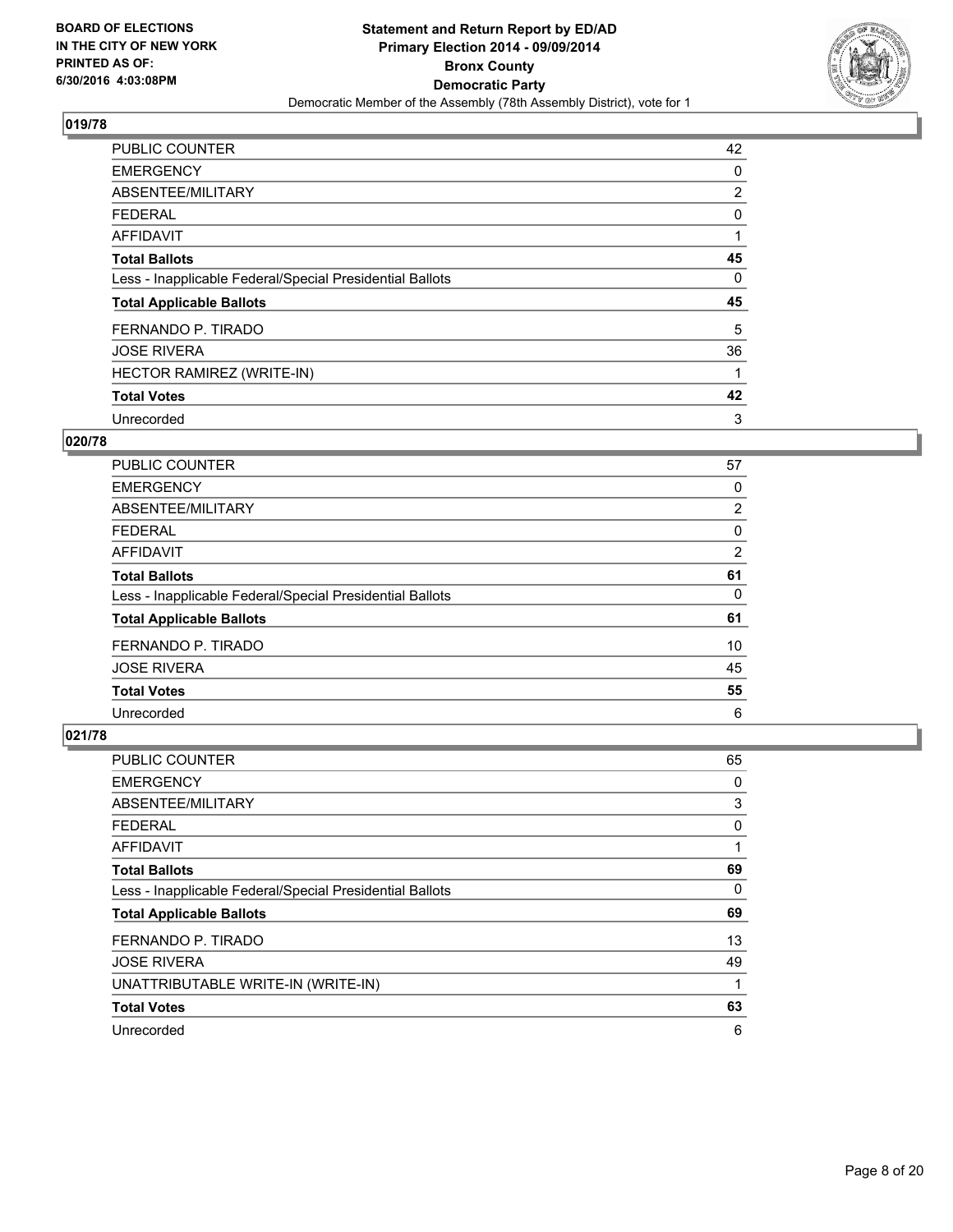**Statement and Return Report by ED/AD**
**Primary Election 2014 - 09/09/2014**
**Bronx County**
**Democratic Party**
Democratic Member of the Assembly (78th Assembly District), vote for 1

BOARD OF ELECTIONS IN THE CITY OF NEW YORK PRINTED AS OF: 6/30/2016 4:03:08PM

### 019/78

| | |
|---|---|
| PUBLIC COUNTER | 42 |
| EMERGENCY | 0 |
| ABSENTEE/MILITARY | 2 |
| FEDERAL | 0 |
| AFFIDAVIT | 1 |
| **Total Ballots** | **45** |
| Less - Inapplicable Federal/Special Presidential Ballots | 0 |
| **Total Applicable Ballots** | **45** |
| FERNANDO P. TIRADO | 5 |
| JOSE RIVERA | 36 |
| HECTOR RAMIREZ (WRITE-IN) | 1 |
| **Total Votes** | **42** |
| Unrecorded | 3 |

### 020/78

| | |
|---|---|
| PUBLIC COUNTER | 57 |
| EMERGENCY | 0 |
| ABSENTEE/MILITARY | 2 |
| FEDERAL | 0 |
| AFFIDAVIT | 2 |
| **Total Ballots** | **61** |
| Less - Inapplicable Federal/Special Presidential Ballots | 0 |
| **Total Applicable Ballots** | **61** |
| FERNANDO P. TIRADO | 10 |
| JOSE RIVERA | 45 |
| **Total Votes** | **55** |
| Unrecorded | 6 |

### 021/78

| | |
|---|---|
| PUBLIC COUNTER | 65 |
| EMERGENCY | 0 |
| ABSENTEE/MILITARY | 3 |
| FEDERAL | 0 |
| AFFIDAVIT | 1 |
| **Total Ballots** | **69** |
| Less - Inapplicable Federal/Special Presidential Ballots | 0 |
| **Total Applicable Ballots** | **69** |
| FERNANDO P. TIRADO | 13 |
| JOSE RIVERA | 49 |
| UNATTRIBUTABLE WRITE-IN (WRITE-IN) | 1 |
| **Total Votes** | **63** |
| Unrecorded | 6 |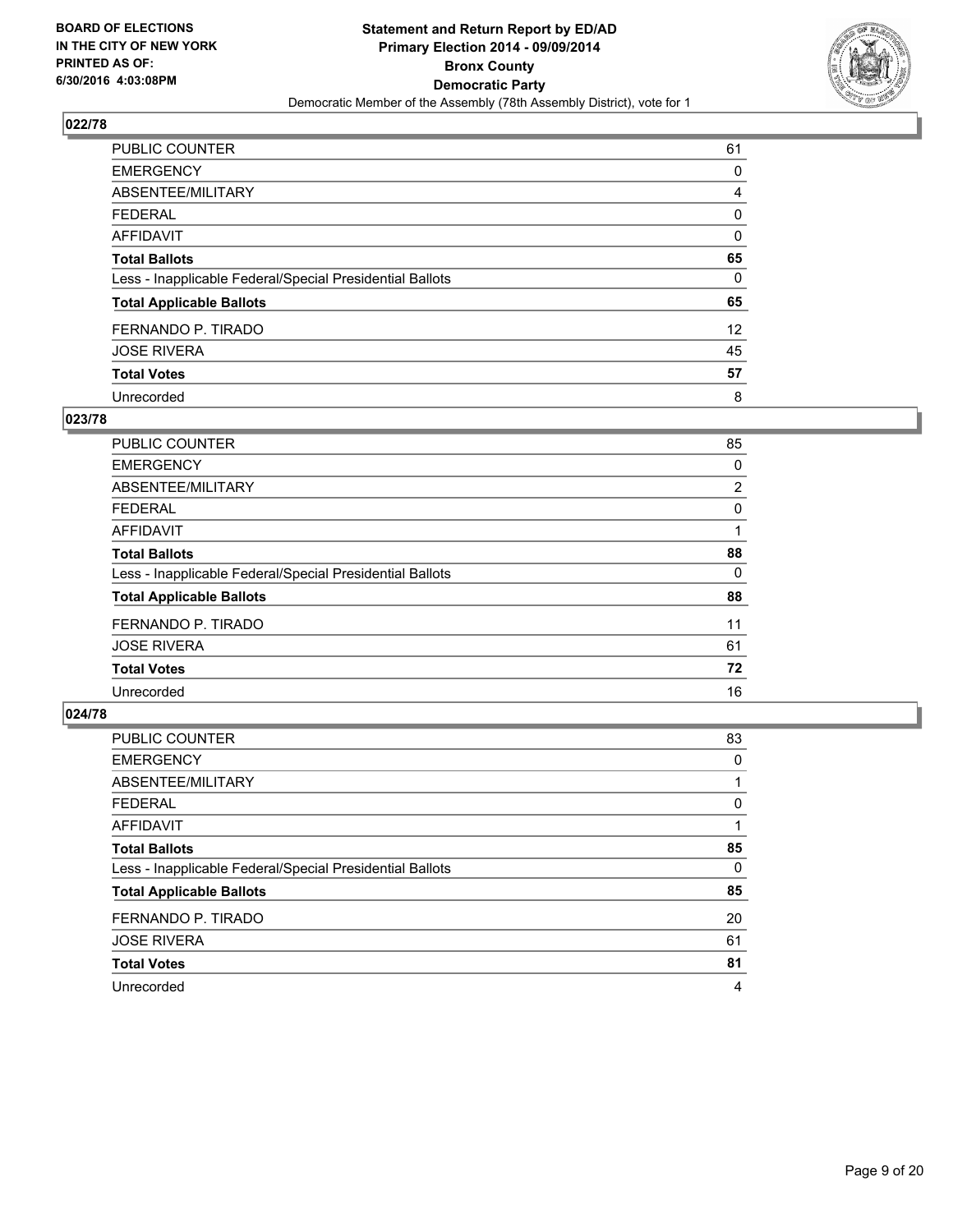**BOARD OF ELECTIONS IN THE CITY OF NEW YORK PRINTED AS OF: 6/30/2016 4:03:08PM**

**Statement and Return Report by ED/AD Primary Election 2014 - 09/09/2014 Bronx County Democratic Party**

Democratic Member of the Assembly (78th Assembly District), vote for 1

## 022/78

| | |
|---|---|
| PUBLIC COUNTER | 61 |
| EMERGENCY | 0 |
| ABSENTEE/MILITARY | 4 |
| FEDERAL | 0 |
| AFFIDAVIT | 0 |
| **Total Ballots** | **65** |
| Less - Inapplicable Federal/Special Presidential Ballots | 0 |
| **Total Applicable Ballots** | **65** |
| FERNANDO P. TIRADO | 12 |
| JOSE RIVERA | 45 |
| **Total Votes** | **57** |
| Unrecorded | 8 |

## 023/78

| | |
|---|---|
| PUBLIC COUNTER | 85 |
| EMERGENCY | 0 |
| ABSENTEE/MILITARY | 2 |
| FEDERAL | 0 |
| AFFIDAVIT | 1 |
| **Total Ballots** | **88** |
| Less - Inapplicable Federal/Special Presidential Ballots | 0 |
| **Total Applicable Ballots** | **88** |
| FERNANDO P. TIRADO | 11 |
| JOSE RIVERA | 61 |
| **Total Votes** | **72** |
| Unrecorded | 16 |

## 024/78

| | |
|---|---|
| PUBLIC COUNTER | 83 |
| EMERGENCY | 0 |
| ABSENTEE/MILITARY | 1 |
| FEDERAL | 0 |
| AFFIDAVIT | 1 |
| **Total Ballots** | **85** |
| Less - Inapplicable Federal/Special Presidential Ballots | 0 |
| **Total Applicable Ballots** | **85** |
| FERNANDO P. TIRADO | 20 |
| JOSE RIVERA | 61 |
| **Total Votes** | **81** |
| Unrecorded | 4 |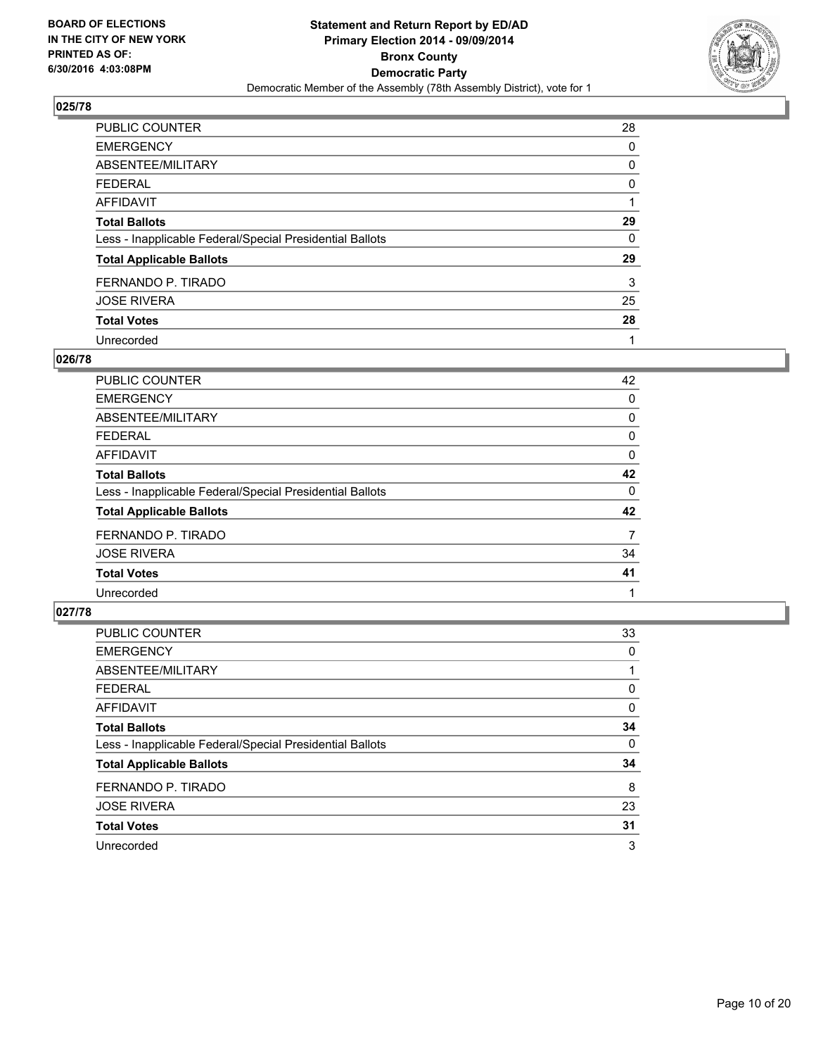**BOARD OF ELECTIONS IN THE CITY OF NEW YORK PRINTED AS OF: 6/30/2016 4:03:08PM**

**Statement and Return Report by ED/AD Primary Election 2014 - 09/09/2014 Bronx County Democratic Party**

Democratic Member of the Assembly (78th Assembly District), vote for 1

## 025/78

| | |
|---|---|
| PUBLIC COUNTER | 28 |
| EMERGENCY | 0 |
| ABSENTEE/MILITARY | 0 |
| FEDERAL | 0 |
| AFFIDAVIT | 1 |
| **Total Ballots** | **29** |
| Less - Inapplicable Federal/Special Presidential Ballots | 0 |
| **Total Applicable Ballots** | **29** |
| FERNANDO P. TIRADO | 3 |
| JOSE RIVERA | 25 |
| **Total Votes** | **28** |
| Unrecorded | 1 |

## 026/78

| | |
|---|---|
| PUBLIC COUNTER | 42 |
| EMERGENCY | 0 |
| ABSENTEE/MILITARY | 0 |
| FEDERAL | 0 |
| AFFIDAVIT | 0 |
| **Total Ballots** | **42** |
| Less - Inapplicable Federal/Special Presidential Ballots | 0 |
| **Total Applicable Ballots** | **42** |
| FERNANDO P. TIRADO | 7 |
| JOSE RIVERA | 34 |
| **Total Votes** | **41** |
| Unrecorded | 1 |

## 027/78

| | |
|---|---|
| PUBLIC COUNTER | 33 |
| EMERGENCY | 0 |
| ABSENTEE/MILITARY | 1 |
| FEDERAL | 0 |
| AFFIDAVIT | 0 |
| **Total Ballots** | **34** |
| Less - Inapplicable Federal/Special Presidential Ballots | 0 |
| **Total Applicable Ballots** | **34** |
| FERNANDO P. TIRADO | 8 |
| JOSE RIVERA | 23 |
| **Total Votes** | **31** |
| Unrecorded | 3 |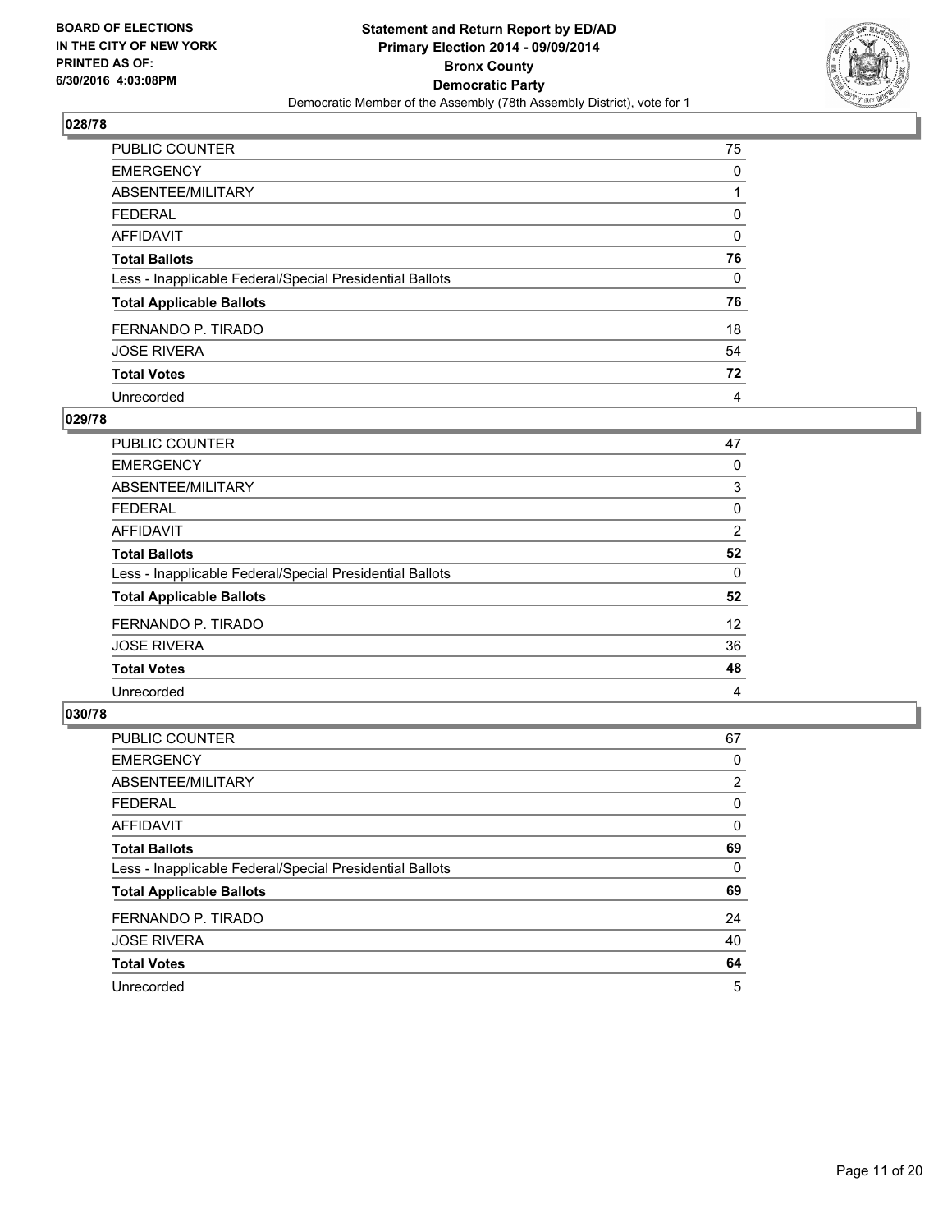**Statement and Return Report by ED/AD**
**Primary Election 2014 - 09/09/2014**
**Bronx County**
**Democratic Party**
Democratic Member of the Assembly (78th Assembly District), vote for 1

BOARD OF ELECTIONS IN THE CITY OF NEW YORK PRINTED AS OF: 6/30/2016 4:03:08PM

### 028/78

| | |
|---|---|
| PUBLIC COUNTER | 75 |
| EMERGENCY | 0 |
| ABSENTEE/MILITARY | 1 |
| FEDERAL | 0 |
| AFFIDAVIT | 0 |
| **Total Ballots** | **76** |
| Less - Inapplicable Federal/Special Presidential Ballots | 0 |
| **Total Applicable Ballots** | **76** |
| FERNANDO P. TIRADO | 18 |
| JOSE RIVERA | 54 |
| **Total Votes** | **72** |
| Unrecorded | 4 |

### 029/78

| | |
|---|---|
| PUBLIC COUNTER | 47 |
| EMERGENCY | 0 |
| ABSENTEE/MILITARY | 3 |
| FEDERAL | 0 |
| AFFIDAVIT | 2 |
| **Total Ballots** | **52** |
| Less - Inapplicable Federal/Special Presidential Ballots | 0 |
| **Total Applicable Ballots** | **52** |
| FERNANDO P. TIRADO | 12 |
| JOSE RIVERA | 36 |
| **Total Votes** | **48** |
| Unrecorded | 4 |

### 030/78

| | |
|---|---|
| PUBLIC COUNTER | 67 |
| EMERGENCY | 0 |
| ABSENTEE/MILITARY | 2 |
| FEDERAL | 0 |
| AFFIDAVIT | 0 |
| **Total Ballots** | **69** |
| Less - Inapplicable Federal/Special Presidential Ballots | 0 |
| **Total Applicable Ballots** | **69** |
| FERNANDO P. TIRADO | 24 |
| JOSE RIVERA | 40 |
| **Total Votes** | **64** |
| Unrecorded | 5 |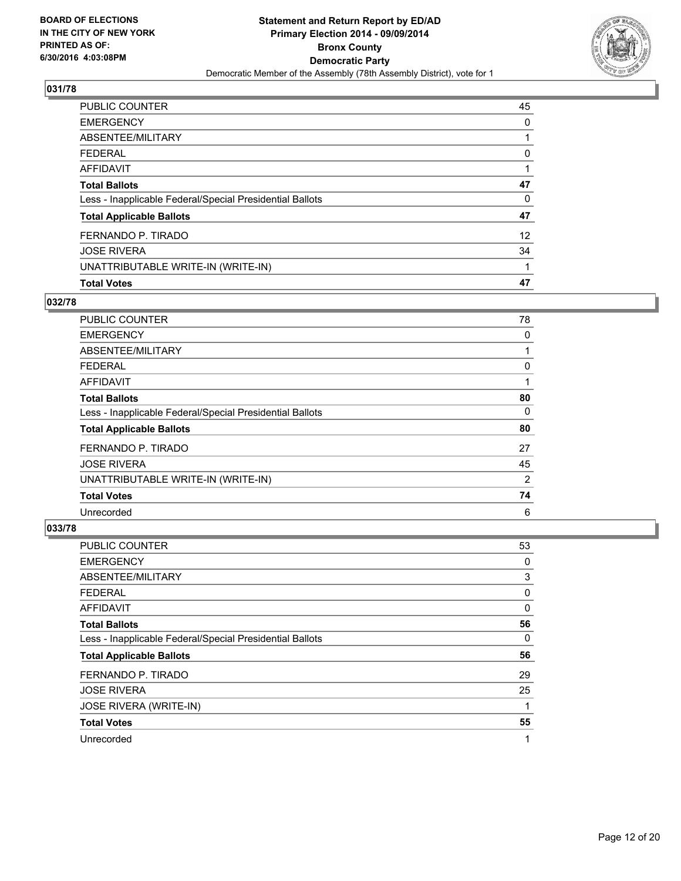**BOARD OF ELECTIONS IN THE CITY OF NEW YORK PRINTED AS OF: 6/30/2016 4:03:08PM**

**Statement and Return Report by ED/AD**
**Primary Election 2014 - 09/09/2014**
**Bronx County**
**Democratic Party**
Democratic Member of the Assembly (78th Assembly District), vote for 1

### 031/78

| | |
|---|---|
| PUBLIC COUNTER | 45 |
| EMERGENCY | 0 |
| ABSENTEE/MILITARY | 1 |
| FEDERAL | 0 |
| AFFIDAVIT | 1 |
| **Total Ballots** | **47** |
| Less - Inapplicable Federal/Special Presidential Ballots | 0 |
| **Total Applicable Ballots** | **47** |
| FERNANDO P. TIRADO | 12 |
| JOSE RIVERA | 34 |
| UNATTRIBUTABLE WRITE-IN (WRITE-IN) | 1 |
| **Total Votes** | **47** |

### 032/78

| | |
|---|---|
| PUBLIC COUNTER | 78 |
| EMERGENCY | 0 |
| ABSENTEE/MILITARY | 1 |
| FEDERAL | 0 |
| AFFIDAVIT | 1 |
| **Total Ballots** | **80** |
| Less - Inapplicable Federal/Special Presidential Ballots | 0 |
| **Total Applicable Ballots** | **80** |
| FERNANDO P. TIRADO | 27 |
| JOSE RIVERA | 45 |
| UNATTRIBUTABLE WRITE-IN (WRITE-IN) | 2 |
| **Total Votes** | **74** |
| Unrecorded | 6 |

### 033/78

| | |
|---|---|
| PUBLIC COUNTER | 53 |
| EMERGENCY | 0 |
| ABSENTEE/MILITARY | 3 |
| FEDERAL | 0 |
| AFFIDAVIT | 0 |
| **Total Ballots** | **56** |
| Less - Inapplicable Federal/Special Presidential Ballots | 0 |
| **Total Applicable Ballots** | **56** |
| FERNANDO P. TIRADO | 29 |
| JOSE RIVERA | 25 |
| JOSE RIVERA (WRITE-IN) | 1 |
| **Total Votes** | **55** |
| Unrecorded | 1 |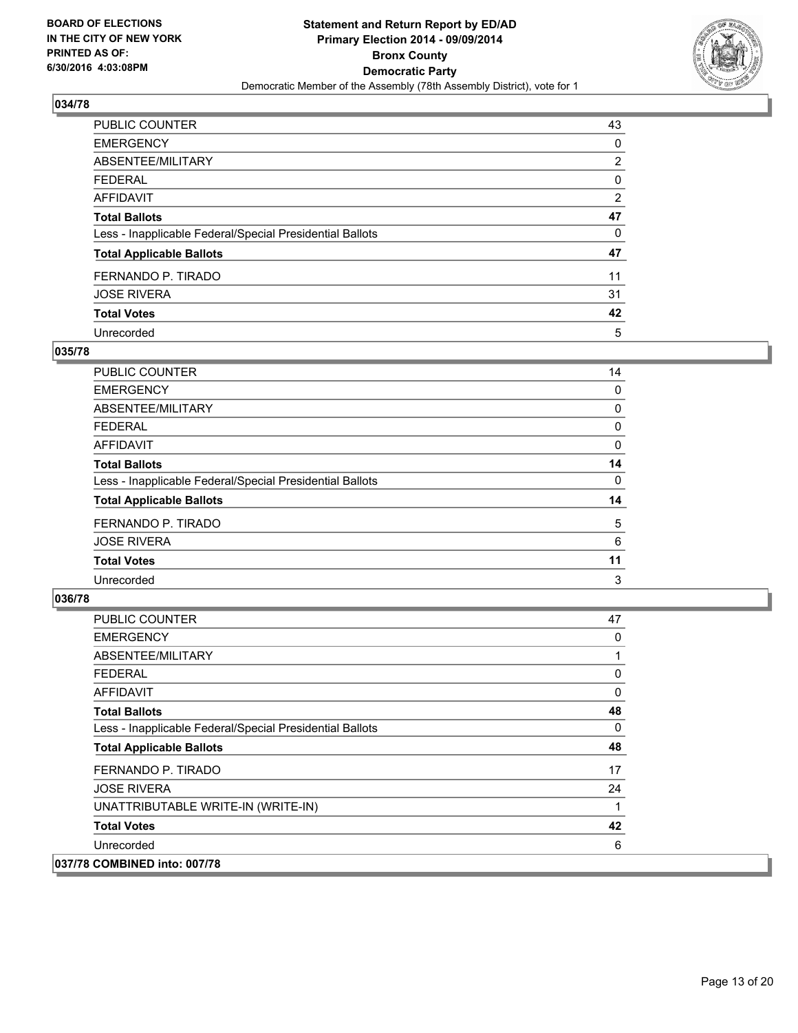## 034/78

| | |
|---|---|
| PUBLIC COUNTER | 43 |
| EMERGENCY | 0 |
| ABSENTEE/MILITARY | 2 |
| FEDERAL | 0 |
| AFFIDAVIT | 2 |
| **Total Ballots** | **47** |
| Less - Inapplicable Federal/Special Presidential Ballots | 0 |
| **Total Applicable Ballots** | **47** |
| FERNANDO P. TIRADO | 11 |
| JOSE RIVERA | 31 |
| **Total Votes** | **42** |
| Unrecorded | 5 |

## 035/78

| | |
|---|---|
| PUBLIC COUNTER | 14 |
| EMERGENCY | 0 |
| ABSENTEE/MILITARY | 0 |
| FEDERAL | 0 |
| AFFIDAVIT | 0 |
| **Total Ballots** | **14** |
| Less - Inapplicable Federal/Special Presidential Ballots | 0 |
| **Total Applicable Ballots** | **14** |
| FERNANDO P. TIRADO | 5 |
| JOSE RIVERA | 6 |
| **Total Votes** | **11** |
| Unrecorded | 3 |

## 036/78

| | |
|---|---|
| PUBLIC COUNTER | 47 |
| EMERGENCY | 0 |
| ABSENTEE/MILITARY | 1 |
| FEDERAL | 0 |
| AFFIDAVIT | 0 |
| **Total Ballots** | **48** |
| Less - Inapplicable Federal/Special Presidential Ballots | 0 |
| **Total Applicable Ballots** | **48** |
| FERNANDO P. TIRADO | 17 |
| JOSE RIVERA | 24 |
| UNATTRIBUTABLE WRITE-IN (WRITE-IN) | 1 |
| **Total Votes** | **42** |
| Unrecorded | 6 |

## 037/78 COMBINED into: 007/78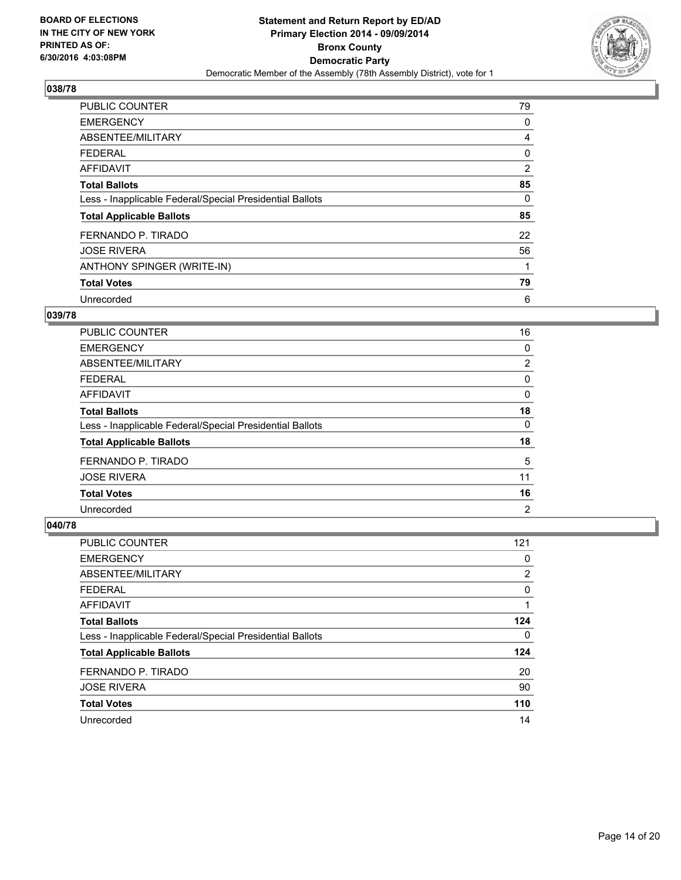BOARD OF ELECTIONS
IN THE CITY OF NEW YORK
PRINTED AS OF:
6/30/2016 4:03:08PM

**Statement and Return Report by ED/AD**
**Primary Election 2014 - 09/09/2014**
**Bronx County**
**Democratic Party**
Democratic Member of the Assembly (78th Assembly District), vote for 1

### 038/78

| | |
|---|---|
| PUBLIC COUNTER | 79 |
| EMERGENCY | 0 |
| ABSENTEE/MILITARY | 4 |
| FEDERAL | 0 |
| AFFIDAVIT | 2 |
| **Total Ballots** | **85** |
| Less - Inapplicable Federal/Special Presidential Ballots | 0 |
| **Total Applicable Ballots** | **85** |
| FERNANDO P. TIRADO | 22 |
| JOSE RIVERA | 56 |
| ANTHONY SPINGER (WRITE-IN) | 1 |
| **Total Votes** | **79** |
| Unrecorded | 6 |

### 039/78

| | |
|---|---|
| PUBLIC COUNTER | 16 |
| EMERGENCY | 0 |
| ABSENTEE/MILITARY | 2 |
| FEDERAL | 0 |
| AFFIDAVIT | 0 |
| **Total Ballots** | **18** |
| Less - Inapplicable Federal/Special Presidential Ballots | 0 |
| **Total Applicable Ballots** | **18** |
| FERNANDO P. TIRADO | 5 |
| JOSE RIVERA | 11 |
| **Total Votes** | **16** |
| Unrecorded | 2 |

### 040/78

| | |
|---|---|
| PUBLIC COUNTER | 121 |
| EMERGENCY | 0 |
| ABSENTEE/MILITARY | 2 |
| FEDERAL | 0 |
| AFFIDAVIT | 1 |
| **Total Ballots** | **124** |
| Less - Inapplicable Federal/Special Presidential Ballots | 0 |
| **Total Applicable Ballots** | **124** |
| FERNANDO P. TIRADO | 20 |
| JOSE RIVERA | 90 |
| **Total Votes** | **110** |
| Unrecorded | 14 |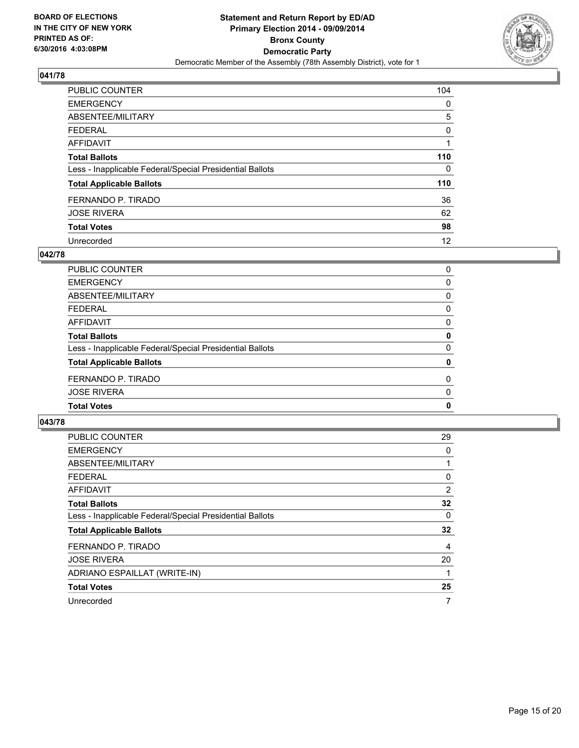**BOARD OF ELECTIONS IN THE CITY OF NEW YORK PRINTED AS OF: 6/30/2016 4:03:08PM**

**Statement and Return Report by ED/AD Primary Election 2014 - 09/09/2014 Bronx County Democratic Party**

Democratic Member of the Assembly (78th Assembly District), vote for 1

## 041/78

| | |
|---|---|
| PUBLIC COUNTER | 104 |
| EMERGENCY | 0 |
| ABSENTEE/MILITARY | 5 |
| FEDERAL | 0 |
| AFFIDAVIT | 1 |
| **Total Ballots** | **110** |
| Less - Inapplicable Federal/Special Presidential Ballots | 0 |
| **Total Applicable Ballots** | **110** |
| FERNANDO P. TIRADO | 36 |
| JOSE RIVERA | 62 |
| **Total Votes** | **98** |
| Unrecorded | 12 |

## 042/78

| | |
|---|---|
| PUBLIC COUNTER | 0 |
| EMERGENCY | 0 |
| ABSENTEE/MILITARY | 0 |
| FEDERAL | 0 |
| AFFIDAVIT | 0 |
| **Total Ballots** | **0** |
| Less - Inapplicable Federal/Special Presidential Ballots | 0 |
| **Total Applicable Ballots** | **0** |
| FERNANDO P. TIRADO | 0 |
| JOSE RIVERA | 0 |
| **Total Votes** | **0** |

## 043/78

| | |
|---|---|
| PUBLIC COUNTER | 29 |
| EMERGENCY | 0 |
| ABSENTEE/MILITARY | 1 |
| FEDERAL | 0 |
| AFFIDAVIT | 2 |
| **Total Ballots** | **32** |
| Less - Inapplicable Federal/Special Presidential Ballots | 0 |
| **Total Applicable Ballots** | **32** |
| FERNANDO P. TIRADO | 4 |
| JOSE RIVERA | 20 |
| ADRIANO ESPAILLAT (WRITE-IN) | 1 |
| **Total Votes** | **25** |
| Unrecorded | 7 |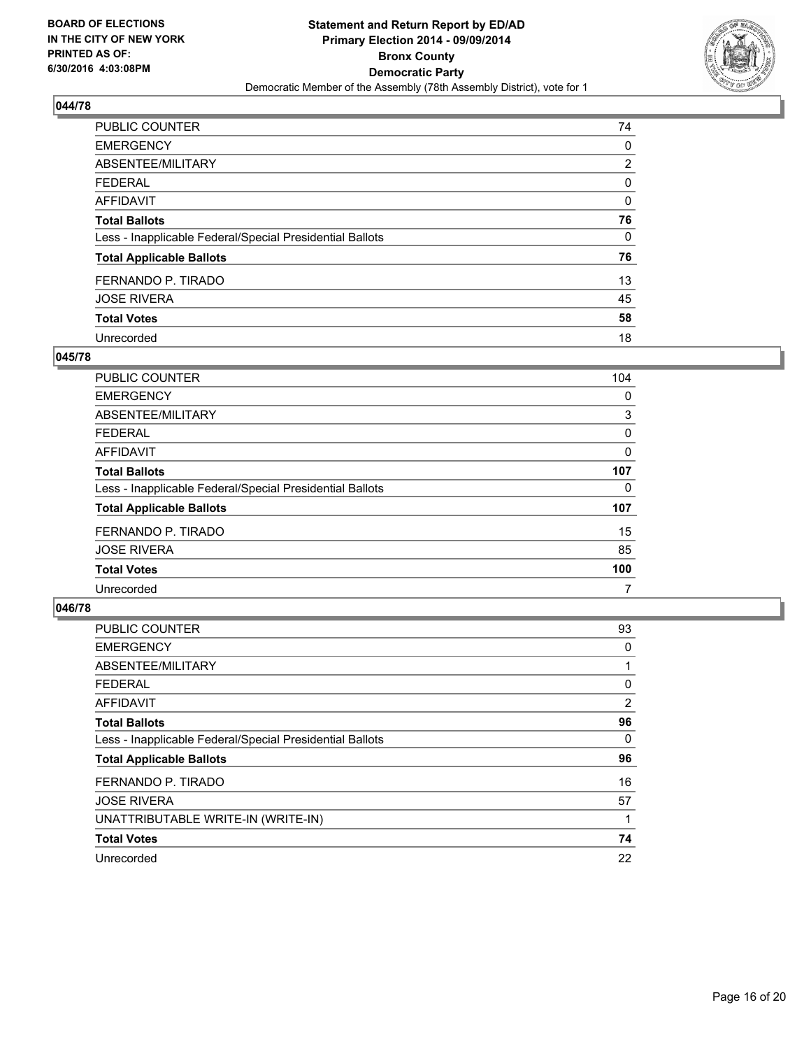BOARD OF ELECTIONS
IN THE CITY OF NEW YORK
PRINTED AS OF:
6/30/2016 4:03:08PM

**Statement and Return Report by ED/AD**
**Primary Election 2014 - 09/09/2014**
**Bronx County**
**Democratic Party**
Democratic Member of the Assembly (78th Assembly District), vote for 1

### 044/78

| | |
|---|---|
| PUBLIC COUNTER | 74 |
| EMERGENCY | 0 |
| ABSENTEE/MILITARY | 2 |
| FEDERAL | 0 |
| AFFIDAVIT | 0 |
| **Total Ballots** | **76** |
| Less - Inapplicable Federal/Special Presidential Ballots | 0 |
| **Total Applicable Ballots** | **76** |
| FERNANDO P. TIRADO | 13 |
| JOSE RIVERA | 45 |
| **Total Votes** | **58** |
| Unrecorded | 18 |

### 045/78

| | |
|---|---|
| PUBLIC COUNTER | 104 |
| EMERGENCY | 0 |
| ABSENTEE/MILITARY | 3 |
| FEDERAL | 0 |
| AFFIDAVIT | 0 |
| **Total Ballots** | **107** |
| Less - Inapplicable Federal/Special Presidential Ballots | 0 |
| **Total Applicable Ballots** | **107** |
| FERNANDO P. TIRADO | 15 |
| JOSE RIVERA | 85 |
| **Total Votes** | **100** |
| Unrecorded | 7 |

### 046/78

| | |
|---|---|
| PUBLIC COUNTER | 93 |
| EMERGENCY | 0 |
| ABSENTEE/MILITARY | 1 |
| FEDERAL | 0 |
| AFFIDAVIT | 2 |
| **Total Ballots** | **96** |
| Less - Inapplicable Federal/Special Presidential Ballots | 0 |
| **Total Applicable Ballots** | **96** |
| FERNANDO P. TIRADO | 16 |
| JOSE RIVERA | 57 |
| UNATTRIBUTABLE WRITE-IN (WRITE-IN) | 1 |
| **Total Votes** | **74** |
| Unrecorded | 22 |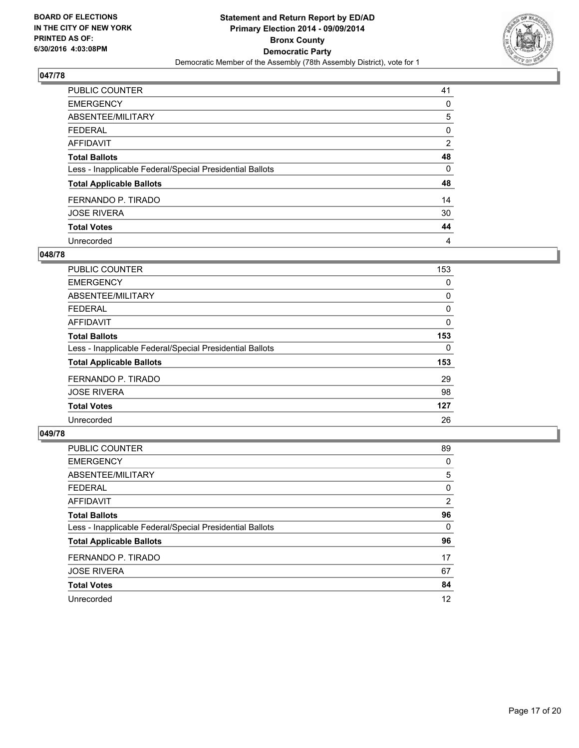BOARD OF ELECTIONS
IN THE CITY OF NEW YORK
PRINTED AS OF:
6/30/2016 4:03:08PM

**Statement and Return Report by ED/AD**
**Primary Election 2014 - 09/09/2014**
**Bronx County**
**Democratic Party**
Democratic Member of the Assembly (78th Assembly District), vote for 1

### 047/78

| | |
|---|---|
| PUBLIC COUNTER | 41 |
| EMERGENCY | 0 |
| ABSENTEE/MILITARY | 5 |
| FEDERAL | 0 |
| AFFIDAVIT | 2 |
| **Total Ballots** | **48** |
| Less - Inapplicable Federal/Special Presidential Ballots | 0 |
| **Total Applicable Ballots** | **48** |
| FERNANDO P. TIRADO | 14 |
| JOSE RIVERA | 30 |
| **Total Votes** | **44** |
| Unrecorded | 4 |

### 048/78

| | |
|---|---|
| PUBLIC COUNTER | 153 |
| EMERGENCY | 0 |
| ABSENTEE/MILITARY | 0 |
| FEDERAL | 0 |
| AFFIDAVIT | 0 |
| **Total Ballots** | **153** |
| Less - Inapplicable Federal/Special Presidential Ballots | 0 |
| **Total Applicable Ballots** | **153** |
| FERNANDO P. TIRADO | 29 |
| JOSE RIVERA | 98 |
| **Total Votes** | **127** |
| Unrecorded | 26 |

### 049/78

| | |
|---|---|
| PUBLIC COUNTER | 89 |
| EMERGENCY | 0 |
| ABSENTEE/MILITARY | 5 |
| FEDERAL | 0 |
| AFFIDAVIT | 2 |
| **Total Ballots** | **96** |
| Less - Inapplicable Federal/Special Presidential Ballots | 0 |
| **Total Applicable Ballots** | **96** |
| FERNANDO P. TIRADO | 17 |
| JOSE RIVERA | 67 |
| **Total Votes** | **84** |
| Unrecorded | 12 |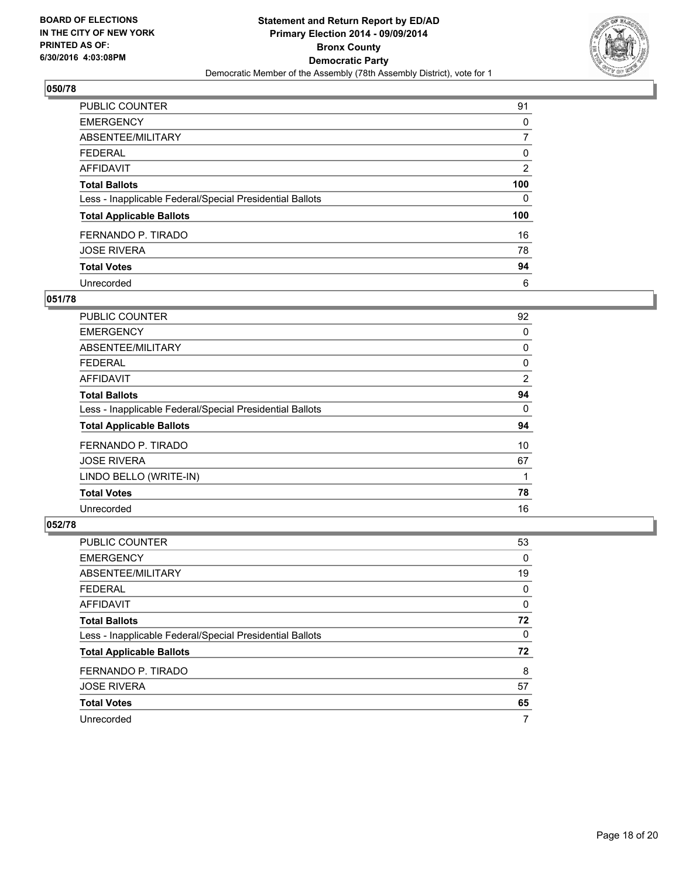BOARD OF ELECTIONS
IN THE CITY OF NEW YORK
PRINTED AS OF:
6/30/2016 4:03:08PM

**Statement and Return Report by ED/AD**
**Primary Election 2014 - 09/09/2014**
**Bronx County**
**Democratic Party**
Democratic Member of the Assembly (78th Assembly District), vote for 1

### 050/78

| | |
|---|---|
| PUBLIC COUNTER | 91 |
| EMERGENCY | 0 |
| ABSENTEE/MILITARY | 7 |
| FEDERAL | 0 |
| AFFIDAVIT | 2 |
| **Total Ballots** | **100** |
| Less - Inapplicable Federal/Special Presidential Ballots | 0 |
| **Total Applicable Ballots** | **100** |
| FERNANDO P. TIRADO | 16 |
| JOSE RIVERA | 78 |
| **Total Votes** | **94** |
| Unrecorded | 6 |

### 051/78

| | |
|---|---|
| PUBLIC COUNTER | 92 |
| EMERGENCY | 0 |
| ABSENTEE/MILITARY | 0 |
| FEDERAL | 0 |
| AFFIDAVIT | 2 |
| **Total Ballots** | **94** |
| Less - Inapplicable Federal/Special Presidential Ballots | 0 |
| **Total Applicable Ballots** | **94** |
| FERNANDO P. TIRADO | 10 |
| JOSE RIVERA | 67 |
| LINDO BELLO (WRITE-IN) | 1 |
| **Total Votes** | **78** |
| Unrecorded | 16 |

### 052/78

| | |
|---|---|
| PUBLIC COUNTER | 53 |
| EMERGENCY | 0 |
| ABSENTEE/MILITARY | 19 |
| FEDERAL | 0 |
| AFFIDAVIT | 0 |
| **Total Ballots** | **72** |
| Less - Inapplicable Federal/Special Presidential Ballots | 0 |
| **Total Applicable Ballots** | **72** |
| FERNANDO P. TIRADO | 8 |
| JOSE RIVERA | 57 |
| **Total Votes** | **65** |
| Unrecorded | 7 |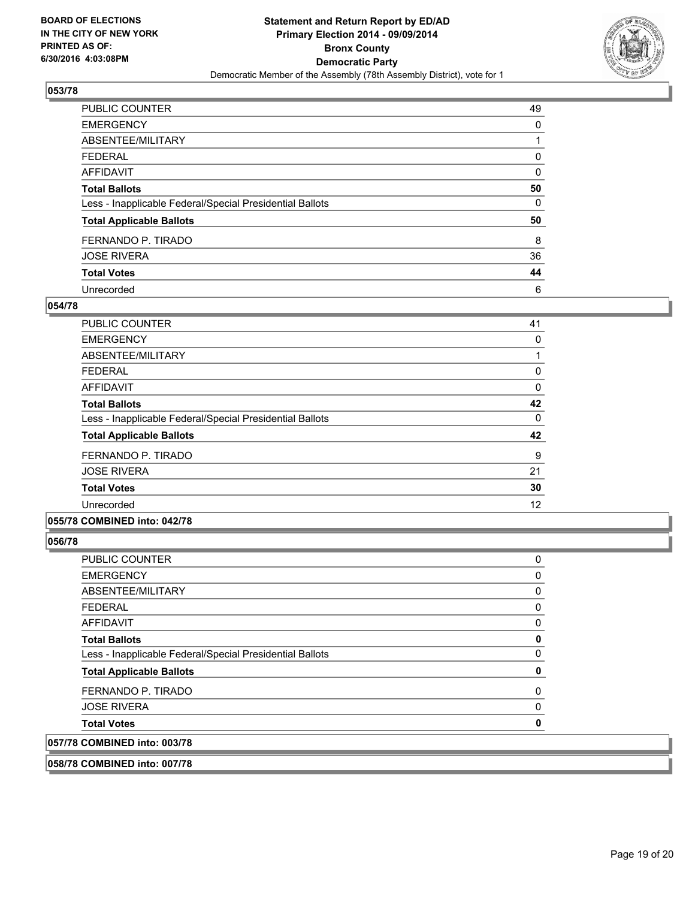**BOARD OF ELECTIONS IN THE CITY OF NEW YORK PRINTED AS OF: 6/30/2016 4:03:08PM**

**Statement and Return Report by ED/AD**
**Primary Election 2014 - 09/09/2014**
**Bronx County**
**Democratic Party**
Democratic Member of the Assembly (78th Assembly District), vote for 1

### 053/78

| | |
|---|---|
| PUBLIC COUNTER | 49 |
| EMERGENCY | 0 |
| ABSENTEE/MILITARY | 1 |
| FEDERAL | 0 |
| AFFIDAVIT | 0 |
| **Total Ballots** | **50** |
| Less - Inapplicable Federal/Special Presidential Ballots | 0 |
| **Total Applicable Ballots** | **50** |
| FERNANDO P. TIRADO | 8 |
| JOSE RIVERA | 36 |
| **Total Votes** | **44** |
| Unrecorded | 6 |

### 054/78

| | |
|---|---|
| PUBLIC COUNTER | 41 |
| EMERGENCY | 0 |
| ABSENTEE/MILITARY | 1 |
| FEDERAL | 0 |
| AFFIDAVIT | 0 |
| **Total Ballots** | **42** |
| Less - Inapplicable Federal/Special Presidential Ballots | 0 |
| **Total Applicable Ballots** | **42** |
| FERNANDO P. TIRADO | 9 |
| JOSE RIVERA | 21 |
| **Total Votes** | **30** |
| Unrecorded | 12 |

### 055/78 COMBINED into: 042/78

### 056/78

| | |
|---|---|
| PUBLIC COUNTER | 0 |
| EMERGENCY | 0 |
| ABSENTEE/MILITARY | 0 |
| FEDERAL | 0 |
| AFFIDAVIT | 0 |
| **Total Ballots** | **0** |
| Less - Inapplicable Federal/Special Presidential Ballots | 0 |
| **Total Applicable Ballots** | **0** |
| FERNANDO P. TIRADO | 0 |
| JOSE RIVERA | 0 |
| **Total Votes** | **0** |

### 057/78 COMBINED into: 003/78

### 058/78 COMBINED into: 007/78